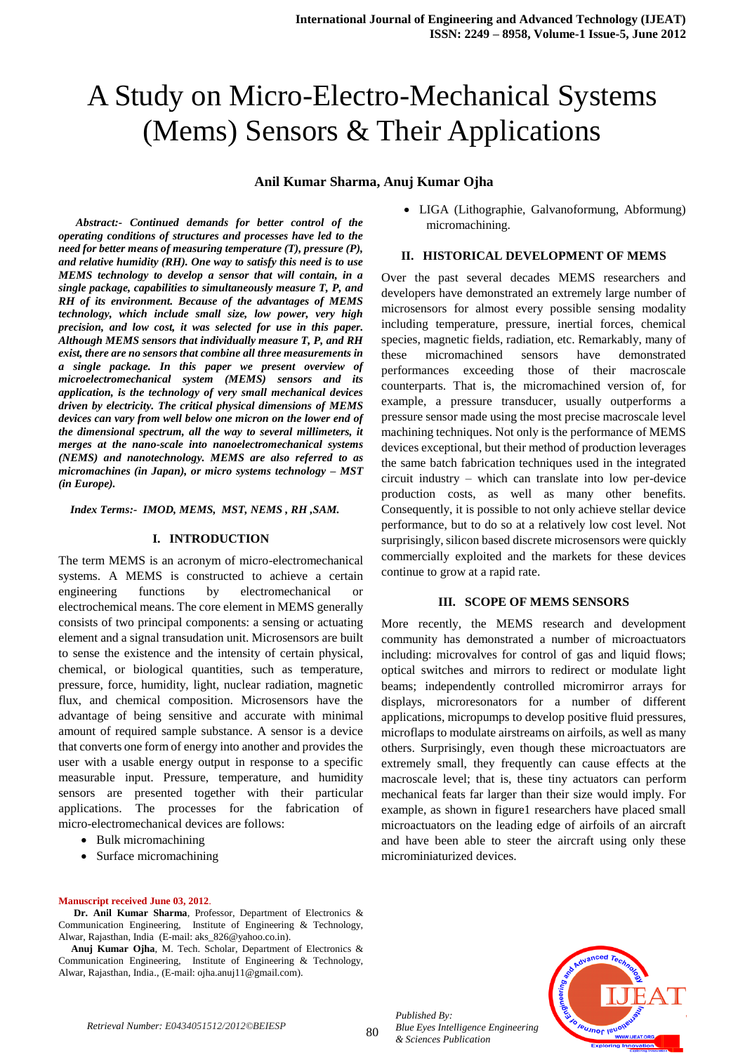# A Study on Micro-Electro-Mechanical Systems (Mems) Sensors & Their Applications

**Anil Kumar Sharma, Anuj Kumar Ojha**

***Abstract:- Continued demands for better control of the operating conditions of structures and processes have led to the need for better means of measuring temperature (T), pressure (P), and relative humidity (RH). One way to satisfy this need is to use MEMS technology to develop a sensor that will contain, in a single package, capabilities to simultaneously measure T, P, and RH of its environment. Because of the advantages of MEMS technology, which include small size, low power, very high precision, and low cost, it was selected for use in this paper. Although MEMS sensors that individually measure T, P, and RH exist, there are no sensors that combine all three measurements in a single package. In this paper we present overview of microelectromechanical system (MEMS) sensors and its application, is the technology of very small mechanical devices driven by electricity. The critical physical dimensions of MEMS devices can vary from well below one micron on the lower end of the dimensional spectrum, all the way to several millimeters, it merges at the nano-scale into nanoelectromechanical systems (NEMS) and nanotechnology. MEMS are also referred to as micromachines (in Japan), or micro systems technology – MST (in Europe).***

***Index Terms:- IMOD, MEMS, MST, NEMS , RH ,SAM.***

## I. INTRODUCTION

The term MEMS is an acronym of micro-electromechanical systems. A MEMS is constructed to achieve a certain engineering functions by electromechanical or electrochemical means. The core element in MEMS generally consists of two principal components: a sensing or actuating element and a signal transudation unit. Microsensors are built to sense the existence and the intensity of certain physical, chemical, or biological quantities, such as temperature, pressure, force, humidity, light, nuclear radiation, magnetic flux, and chemical composition. Microsensors have the advantage of being sensitive and accurate with minimal amount of required sample substance. A sensor is a device that converts one form of energy into another and provides the user with a usable energy output in response to a specific measurable input. Pressure, temperature, and humidity sensors are presented together with their particular applications. The processes for the fabrication of micro-electromechanical devices are follows:

- Bulk micromachining
- Surface micromachining
- LIGA (Lithographie, Galvanoformung, Abformung) micromachining.

## II. HISTORICAL DEVELOPMENT OF MEMS

Over the past several decades MEMS researchers and developers have demonstrated an extremely large number of microsensors for almost every possible sensing modality including temperature, pressure, inertial forces, chemical species, magnetic fields, radiation, etc. Remarkably, many of these micromachined sensors have demonstrated performances exceeding those of their macroscale counterparts. That is, the micromachined version of, for example, a pressure transducer, usually outperforms a pressure sensor made using the most precise macroscale level machining techniques. Not only is the performance of MEMS devices exceptional, but their method of production leverages the same batch fabrication techniques used in the integrated circuit industry – which can translate into low per-device production costs, as well as many other benefits. Consequently, it is possible to not only achieve stellar device performance, but to do so at a relatively low cost level. Not surprisingly, silicon based discrete microsensors were quickly commercially exploited and the markets for these devices continue to grow at a rapid rate.

## III. SCOPE OF MEMS SENSORS

More recently, the MEMS research and development community has demonstrated a number of microactuators including: microvalves for control of gas and liquid flows; optical switches and mirrors to redirect or modulate light beams; independently controlled micromirror arrays for displays, microresonators for a number of different applications, micropumps to develop positive fluid pressures, microflaps to modulate airstreams on airfoils, as well as many others. Surprisingly, even though these microactuators are extremely small, they frequently can cause effects at the macroscale level; that is, these tiny actuators can perform mechanical feats far larger than their size would imply. For example, as shown in figure1 researchers have placed small microactuators on the leading edge of airfoils of an aircraft and have been able to steer the aircraft using only these microminiaturized devices.

**Manuscript received June 03, 2012.**

**Dr. Anil Kumar Sharma**, Professor, Department of Electronics & Communication Engineering, Institute of Engineering & Technology, Alwar, Rajasthan, India (E-mail: aks_826@yahoo.co.in).

**Anuj Kumar Ojha**, M. Tech. Scholar, Department of Electronics & Communication Engineering, Institute of Engineering & Technology, Alwar, Rajasthan, India., (E-mail: ojha.anuj11@gmail.com).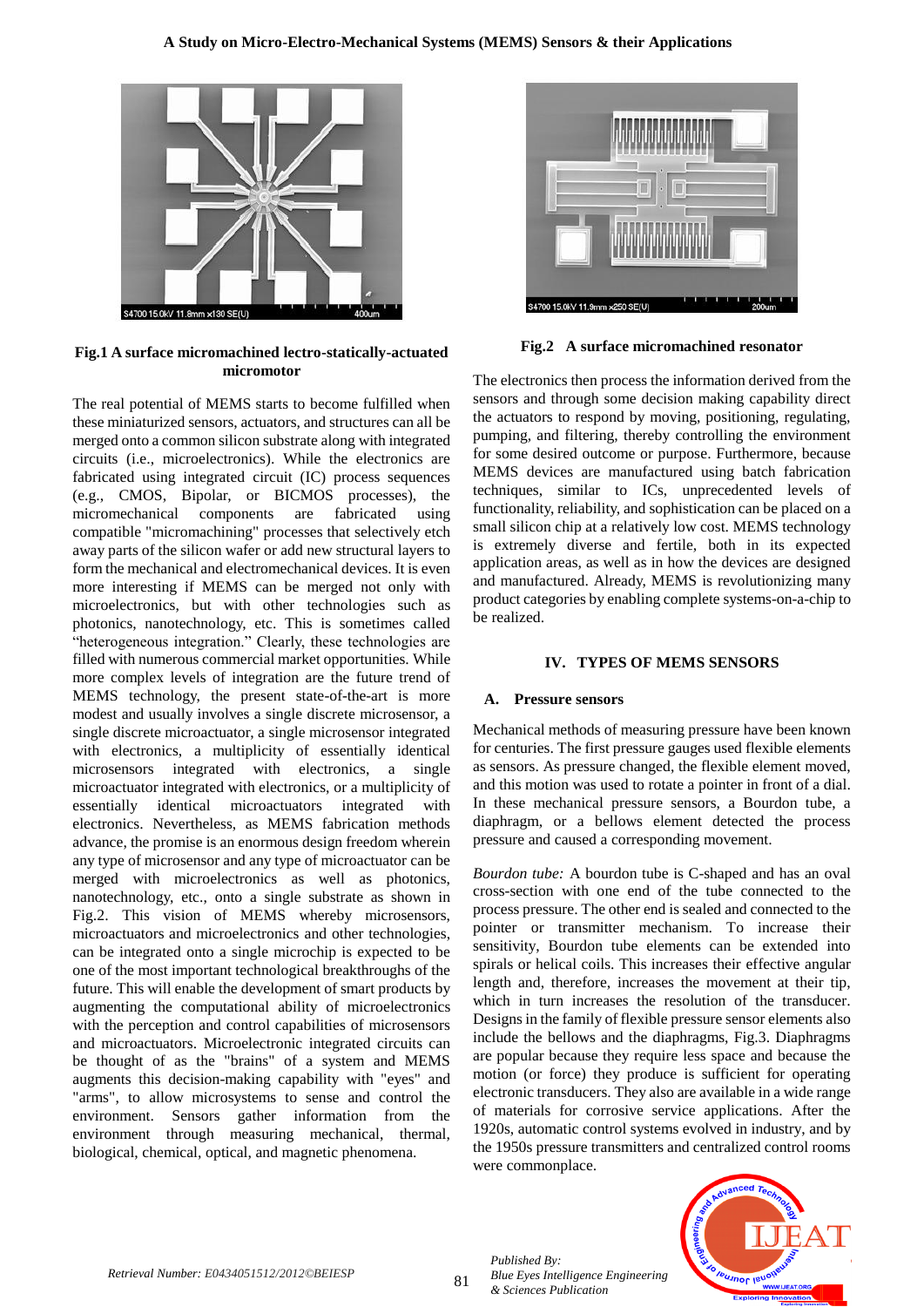**Fig.1 A surface micromachined lectro-statically-actuated micromotor**

**Fig.2 A surface micromachined resonator**

The real potential of MEMS starts to become fulfilled when these miniaturized sensors, actuators, and structures can all be merged onto a common silicon substrate along with integrated circuits (i.e., microelectronics). While the electronics are fabricated using integrated circuit (IC) process sequences (e.g., CMOS, Bipolar, or BICMOS processes), the micromechanical components are fabricated using compatible "micromachining" processes that selectively etch away parts of the silicon wafer or add new structural layers to form the mechanical and electromechanical devices. It is even more interesting if MEMS can be merged not only with microelectronics, but with other technologies such as photonics, nanotechnology, etc. This is sometimes called "heterogeneous integration." Clearly, these technologies are filled with numerous commercial market opportunities. While more complex levels of integration are the future trend of MEMS technology, the present state-of-the-art is more modest and usually involves a single discrete microsensor, a single discrete microactuator, a single microsensor integrated with electronics, a multiplicity of essentially identical microsensors integrated with electronics, a single microactuator integrated with electronics, or a multiplicity of essentially identical microactuators integrated with electronics. Nevertheless, as MEMS fabrication methods advance, the promise is an enormous design freedom wherein any type of microsensor and any type of microactuator can be merged with microelectronics as well as photonics, nanotechnology, etc., onto a single substrate as shown in Fig.2. This vision of MEMS whereby microsensors, microactuators and microelectronics and other technologies, can be integrated onto a single microchip is expected to be one of the most important technological breakthroughs of the future. This will enable the development of smart products by augmenting the computational ability of microelectronics with the perception and control capabilities of microsensors and microactuators. Microelectronic integrated circuits can be thought of as the "brains" of a system and MEMS augments this decision-making capability with "eyes" and "arms", to allow microsystems to sense and control the environment. Sensors gather information from the environment through measuring mechanical, thermal, biological, chemical, optical, and magnetic phenomena. The electronics then process the information derived from the sensors and through some decision making capability direct the actuators to respond by moving, positioning, regulating, pumping, and filtering, thereby controlling the environment for some desired outcome or purpose. Furthermore, because MEMS devices are manufactured using batch fabrication techniques, similar to ICs, unprecedented levels of functionality, reliability, and sophistication can be placed on a small silicon chip at a relatively low cost. MEMS technology is extremely diverse and fertile, both in its expected application areas, as well as in how the devices are designed and manufactured. Already, MEMS is revolutionizing many product categories by enabling complete systems-on-a-chip to be realized.

## IV. TYPES OF MEMS SENSORS

### A. Pressure sensors

Mechanical methods of measuring pressure have been known for centuries. The first pressure gauges used flexible elements as sensors. As pressure changed, the flexible element moved, and this motion was used to rotate a pointer in front of a dial. In these mechanical pressure sensors, a Bourdon tube, a diaphragm, or a bellows element detected the process pressure and caused a corresponding movement.

*Bourdon tube:* A bourdon tube is C-shaped and has an oval cross-section with one end of the tube connected to the process pressure. The other end is sealed and connected to the pointer or transmitter mechanism. To increase their sensitivity, Bourdon tube elements can be extended into spirals or helical coils. This increases their effective angular length and, therefore, increases the movement at their tip, which in turn increases the resolution of the transducer. Designs in the family of flexible pressure sensor elements also include the bellows and the diaphragms, Fig.3. Diaphragms are popular because they require less space and because the motion (or force) they produce is sufficient for operating electronic transducers. They also are available in a wide range of materials for corrosive service applications. After the 1920s, automatic control systems evolved in industry, and by the 1950s pressure transmitters and centralized control rooms were commonplace.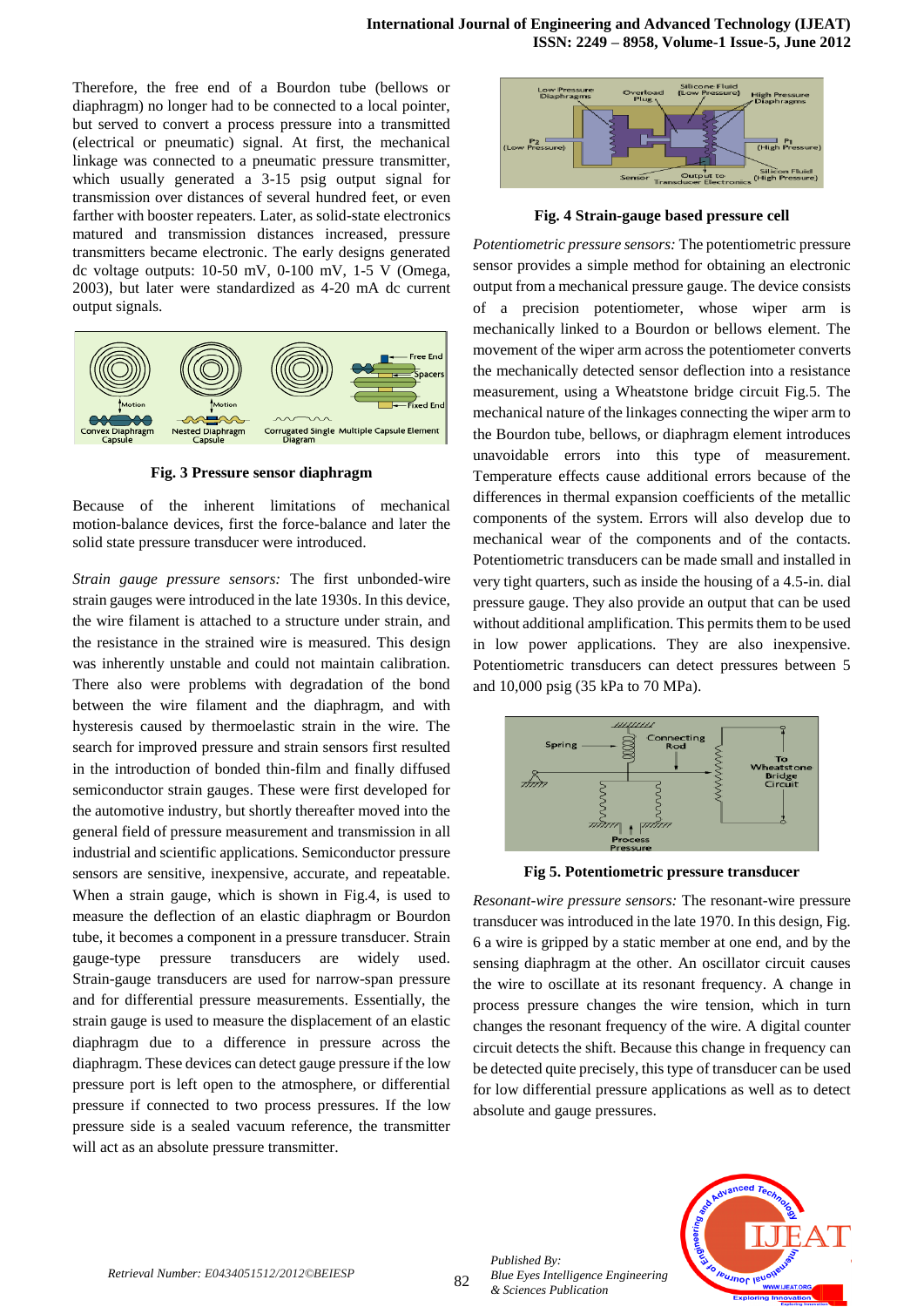Therefore, the free end of a Bourdon tube (bellows or diaphragm) no longer had to be connected to a local pointer, but served to convert a process pressure into a transmitted (electrical or pneumatic) signal. At first, the mechanical linkage was connected to a pneumatic pressure transmitter, which usually generated a 3-15 psig output signal for transmission over distances of several hundred feet, or even farther with booster repeaters. Later, as solid-state electronics matured and transmission distances increased, pressure transmitters became electronic. The early designs generated dc voltage outputs: 10-50 mV, 0-100 mV, 1-5 V (Omega, 2003), but later were standardized as 4-20 mA dc current output signals.

Motion
Motion
Free End
Spacers
Fixed End
Convex Diaphragm Capsule
Nested Diaphragm Capsule
Corrugated Single Diagram
Multiple Capsule Element

**Fig. 3 Pressure sensor diaphragm**

Because of the inherent limitations of mechanical motion-balance devices, first the force-balance and later the solid state pressure transducer were introduced.

*Strain gauge pressure sensors:* The first unbonded-wire strain gauges were introduced in the late 1930s. In this device, the wire filament is attached to a structure under strain, and the resistance in the strained wire is measured. This design was inherently unstable and could not maintain calibration. There also were problems with degradation of the bond between the wire filament and the diaphragm, and with hysteresis caused by thermoelastic strain in the wire. The search for improved pressure and strain sensors first resulted in the introduction of bonded thin-film and finally diffused semiconductor strain gauges. These were first developed for the automotive industry, but shortly thereafter moved into the general field of pressure measurement and transmission in all industrial and scientific applications. Semiconductor pressure sensors are sensitive, inexpensive, accurate, and repeatable. When a strain gauge, which is shown in Fig.4, is used to measure the deflection of an elastic diaphragm or Bourdon tube, it becomes a component in a pressure transducer. Strain gauge-type pressure transducers are widely used. Strain-gauge transducers are used for narrow-span pressure and for differential pressure measurements. Essentially, the strain gauge is used to measure the displacement of an elastic diaphragm due to a difference in pressure across the diaphragm. These devices can detect gauge pressure if the low pressure port is left open to the atmosphere, or differential pressure if connected to two process pressures. If the low pressure side is a sealed vacuum reference, the transmitter will act as an absolute pressure transmitter.

Low Pressure Diaphragms
Overload Plug
Silicone Fluid (Low Pressure)
High Pressure Diaphragms
P2 (Low Pressure)
P1 (High Pressure)
Sensor
Output to Transducer Electronics
Silicon Fluid (High Pressure)

**Fig. 4 Strain-gauge based pressure cell**

*Potentiometric pressure sensors:* The potentiometric pressure sensor provides a simple method for obtaining an electronic output from a mechanical pressure gauge. The device consists of a precision potentiometer, whose wiper arm is mechanically linked to a Bourdon or bellows element. The movement of the wiper arm across the potentiometer converts the mechanically detected sensor deflection into a resistance measurement, using a Wheatstone bridge circuit Fig.5. The mechanical nature of the linkages connecting the wiper arm to the Bourdon tube, bellows, or diaphragm element introduces unavoidable errors into this type of measurement. Temperature effects cause additional errors because of the differences in thermal expansion coefficients of the metallic components of the system. Errors will also develop due to mechanical wear of the components and of the contacts. Potentiometric transducers can be made small and installed in very tight quarters, such as inside the housing of a 4.5-in. dial pressure gauge. They also provide an output that can be used without additional amplification. This permits them to be used in low power applications. They are also inexpensive. Potentiometric transducers can detect pressures between 5 and 10,000 psig (35 kPa to 70 MPa).

Spring
Connecting Rod
To Wheatstone Bridge Circuit
Process Pressure

**Fig 5. Potentiometric pressure transducer**

*Resonant-wire pressure sensors:* The resonant-wire pressure transducer was introduced in the late 1970. In this design, Fig. 6 a wire is gripped by a static member at one end, and by the sensing diaphragm at the other. An oscillator circuit causes the wire to oscillate at its resonant frequency. A change in process pressure changes the wire tension, which in turn changes the resonant frequency of the wire. A digital counter circuit detects the shift. Because this change in frequency can be detected quite precisely, this type of transducer can be used for low differential pressure applications as well as to detect absolute and gauge pressures.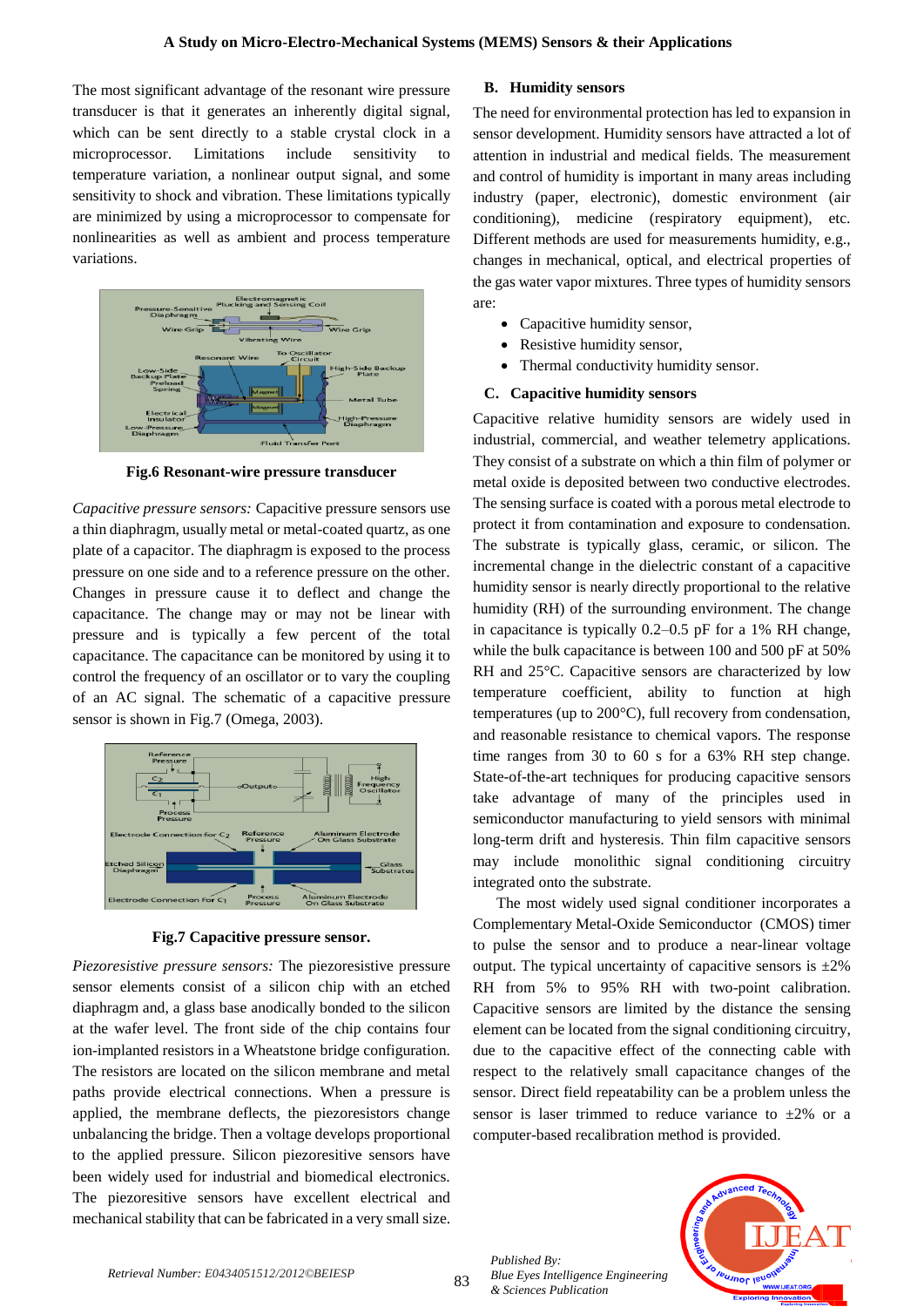The most significant advantage of the resonant wire pressure transducer is that it generates an inherently digital signal, which can be sent directly to a stable crystal clock in a microprocessor. Limitations include sensitivity to temperature variation, a nonlinear output signal, and some sensitivity to shock and vibration. These limitations typically are minimized by using a microprocessor to compensate for nonlinearities as well as ambient and process temperature variations.

**Fig.6 Resonant-wire pressure transducer**

*Capacitive pressure sensors:* Capacitive pressure sensors use a thin diaphragm, usually metal or metal-coated quartz, as one plate of a capacitor. The diaphragm is exposed to the process pressure on one side and to a reference pressure on the other. Changes in pressure cause it to deflect and change the capacitance. The change may or may not be linear with pressure and is typically a few percent of the total capacitance. The capacitance can be monitored by using it to control the frequency of an oscillator or to vary the coupling of an AC signal. The schematic of a capacitive pressure sensor is shown in Fig.7 (Omega, 2003).

**Fig.7 Capacitive pressure sensor.**

*Piezoresistive pressure sensors:* The piezoresistive pressure sensor elements consist of a silicon chip with an etched diaphragm and, a glass base anodically bonded to the silicon at the wafer level. The front side of the chip contains four ion-implanted resistors in a Wheatstone bridge configuration. The resistors are located on the silicon membrane and metal paths provide electrical connections. When a pressure is applied, the membrane deflects, the piezoresistors change unbalancing the bridge. Then a voltage develops proportional to the applied pressure. Silicon piezoresitive sensors have been widely used for industrial and biomedical electronics. The piezoresitive sensors have excellent electrical and mechanical stability that can be fabricated in a very small size.

## B. Humidity sensors

The need for environmental protection has led to expansion in sensor development. Humidity sensors have attracted a lot of attention in industrial and medical fields. The measurement and control of humidity is important in many areas including industry (paper, electronic), domestic environment (air conditioning), medicine (respiratory equipment), etc. Different methods are used for measurements humidity, e.g., changes in mechanical, optical, and electrical properties of the gas water vapor mixtures. Three types of humidity sensors are:

- Capacitive humidity sensor,
- Resistive humidity sensor,
- Thermal conductivity humidity sensor.

## C. Capacitive humidity sensors

Capacitive relative humidity sensors are widely used in industrial, commercial, and weather telemetry applications. They consist of a substrate on which a thin film of polymer or metal oxide is deposited between two conductive electrodes. The sensing surface is coated with a porous metal electrode to protect it from contamination and exposure to condensation. The substrate is typically glass, ceramic, or silicon. The incremental change in the dielectric constant of a capacitive humidity sensor is nearly directly proportional to the relative humidity (RH) of the surrounding environment. The change in capacitance is typically 0.2–0.5 pF for a 1% RH change, while the bulk capacitance is between 100 and 500 pF at 50% RH and 25°C. Capacitive sensors are characterized by low temperature coefficient, ability to function at high temperatures (up to 200°C), full recovery from condensation, and reasonable resistance to chemical vapors. The response time ranges from 30 to 60 s for a 63% RH step change. State-of-the-art techniques for producing capacitive sensors take advantage of many of the principles used in semiconductor manufacturing to yield sensors with minimal long-term drift and hysteresis. Thin film capacitive sensors may include monolithic signal conditioning circuitry integrated onto the substrate.

The most widely used signal conditioner incorporates a Complementary Metal-Oxide Semiconductor (CMOS) timer to pulse the sensor and to produce a near-linear voltage output. The typical uncertainty of capacitive sensors is ±2% RH from 5% to 95% RH with two-point calibration. Capacitive sensors are limited by the distance the sensing element can be located from the signal conditioning circuitry, due to the capacitive effect of the connecting cable with respect to the relatively small capacitance changes of the sensor. Direct field repeatability can be a problem unless the sensor is laser trimmed to reduce variance to ±2% or a computer-based recalibration method is provided.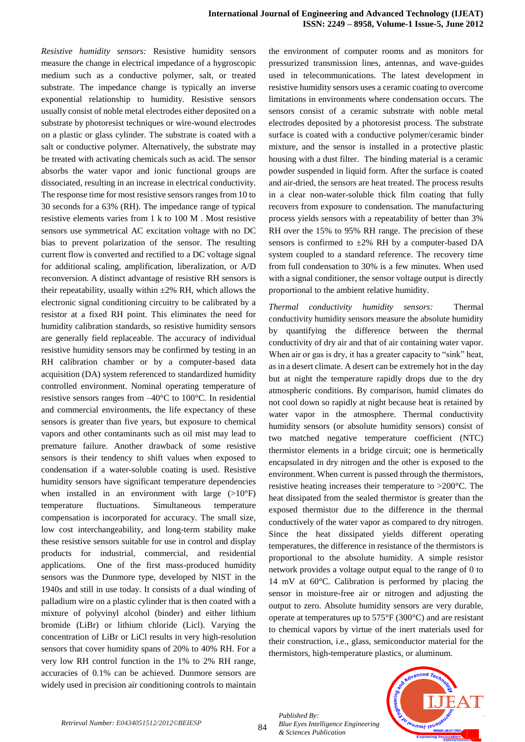*Resistive humidity sensors:* Resistive humidity sensors measure the change in electrical impedance of a hygroscopic medium such as a conductive polymer, salt, or treated substrate. The impedance change is typically an inverse exponential relationship to humidity. Resistive sensors usually consist of noble metal electrodes either deposited on a substrate by photoresist techniques or wire-wound electrodes on a plastic or glass cylinder. The substrate is coated with a salt or conductive polymer. Alternatively, the substrate may be treated with activating chemicals such as acid. The sensor absorbs the water vapor and ionic functional groups are dissociated, resulting in an increase in electrical conductivity. The response time for most resistive sensors ranges from 10 to 30 seconds for a 63% (RH). The impedance range of typical resistive elements varies from 1 k to 100 M . Most resistive sensors use symmetrical AC excitation voltage with no DC bias to prevent polarization of the sensor. The resulting current flow is converted and rectified to a DC voltage signal for additional scaling, amplification, liberalization, or A/D reconversion. A distinct advantage of resistive RH sensors is their repeatability, usually within ±2% RH, which allows the electronic signal conditioning circuitry to be calibrated by a resistor at a fixed RH point. This eliminates the need for humidity calibration standards, so resistive humidity sensors are generally field replaceable. The accuracy of individual resistive humidity sensors may be confirmed by testing in an RH calibration chamber or by a computer-based data acquisition (DA) system referenced to standardized humidity controlled environment. Nominal operating temperature of resistive sensors ranges from –40°C to 100°C. In residential and commercial environments, the life expectancy of these sensors is greater than five years, but exposure to chemical vapors and other contaminants such as oil mist may lead to premature failure. Another drawback of some resistive sensors is their tendency to shift values when exposed to condensation if a water-soluble coating is used. Resistive humidity sensors have significant temperature dependencies when installed in an environment with large (>10°F) temperature fluctuations. Simultaneous temperature compensation is incorporated for accuracy. The small size, low cost interchangeability, and long-term stability make these resistive sensors suitable for use in control and display products for industrial, commercial, and residential applications. One of the first mass-produced humidity sensors was the Dunmore type, developed by NIST in the 1940s and still in use today. It consists of a dual winding of palladium wire on a plastic cylinder that is then coated with a mixture of polyvinyl alcohol (binder) and either lithium bromide (LiBr) or lithium chloride (Licl). Varying the concentration of LiBr or LiCl results in very high-resolution sensors that cover humidity spans of 20% to 40% RH. For a very low RH control function in the 1% to 2% RH range, accuracies of 0.1% can be achieved. Dunmore sensors are widely used in precision air conditioning controls to maintain the environment of computer rooms and as monitors for pressurized transmission lines, antennas, and wave-guides used in telecommunications. The latest development in resistive humidity sensors uses a ceramic coating to overcome limitations in environments where condensation occurs. The sensors consist of a ceramic substrate with noble metal electrodes deposited by a photoresist process. The substrate surface is coated with a conductive polymer/ceramic binder mixture, and the sensor is installed in a protective plastic housing with a dust filter. The binding material is a ceramic powder suspended in liquid form. After the surface is coated and air-dried, the sensors are heat treated. The process results in a clear non-water-soluble thick film coating that fully recovers from exposure to condensation. The manufacturing process yields sensors with a repeatability of better than 3% RH over the 15% to 95% RH range. The precision of these sensors is confirmed to ±2% RH by a computer-based DA system coupled to a standard reference. The recovery time from full condensation to 30% is a few minutes. When used with a signal conditioner, the sensor voltage output is directly proportional to the ambient relative humidity.

*Thermal conductivity humidity sensors:* Thermal conductivity humidity sensors measure the absolute humidity by quantifying the difference between the thermal conductivity of dry air and that of air containing water vapor. When air or gas is dry, it has a greater capacity to "sink" heat, as in a desert climate. A desert can be extremely hot in the day but at night the temperature rapidly drops due to the dry atmospheric conditions. By comparison, humid climates do not cool down so rapidly at night because heat is retained by water vapor in the atmosphere. Thermal conductivity humidity sensors (or absolute humidity sensors) consist of two matched negative temperature coefficient (NTC) thermistor elements in a bridge circuit; one is hermetically encapsulated in dry nitrogen and the other is exposed to the environment. When current is passed through the thermistors, resistive heating increases their temperature to >200°C. The heat dissipated from the sealed thermistor is greater than the exposed thermistor due to the difference in the thermal conductively of the water vapor as compared to dry nitrogen. Since the heat dissipated yields different operating temperatures, the difference in resistance of the thermistors is proportional to the absolute humidity. A simple resistor network provides a voltage output equal to the range of 0 to 14 mV at 60°C. Calibration is performed by placing the sensor in moisture-free air or nitrogen and adjusting the output to zero. Absolute humidity sensors are very durable, operate at temperatures up to 575°F (300°C) and are resistant to chemical vapors by virtue of the inert materials used for their construction, i.e., glass, semiconductor material for the thermistors, high-temperature plastics, or aluminum.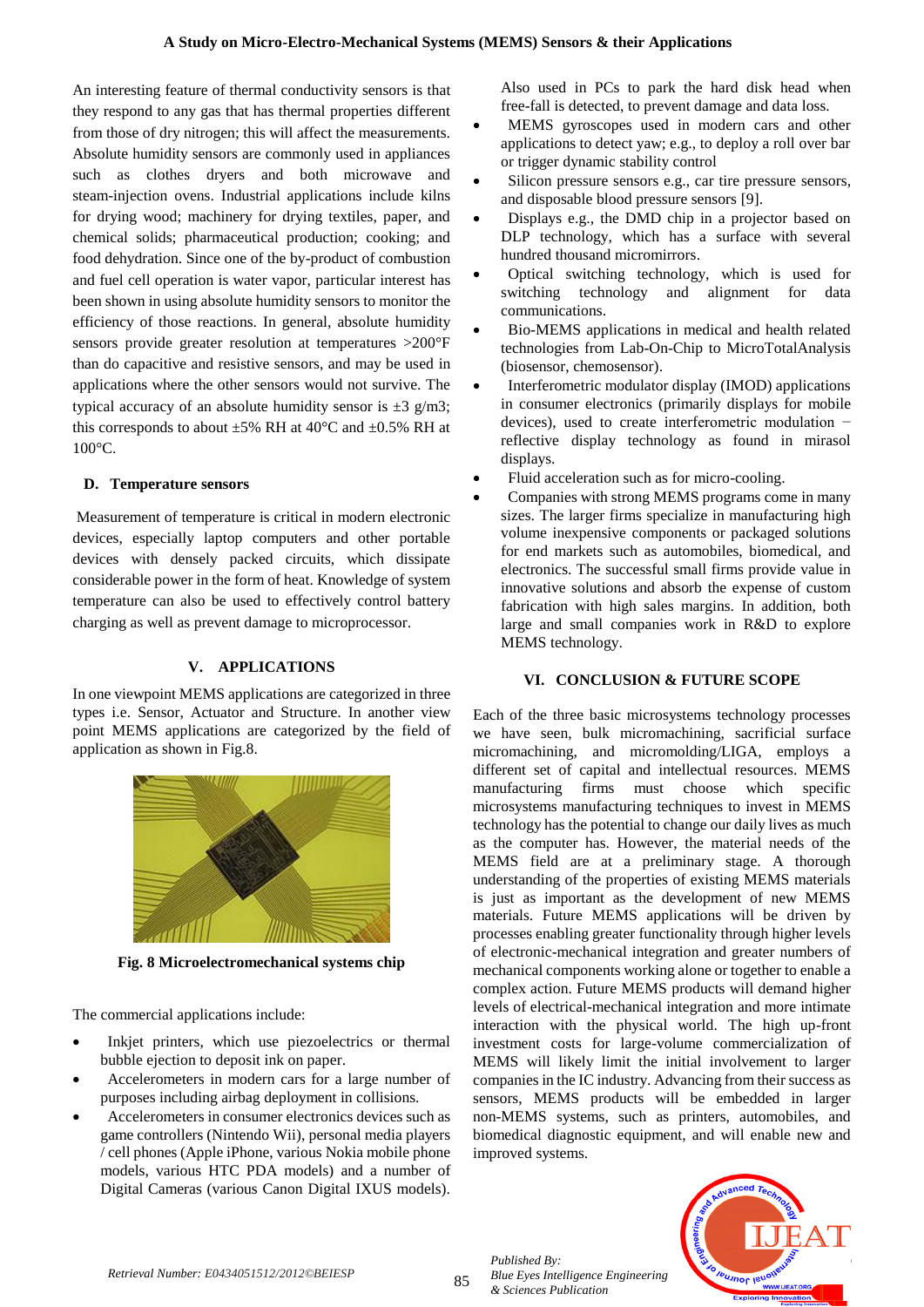An interesting feature of thermal conductivity sensors is that they respond to any gas that has thermal properties different from those of dry nitrogen; this will affect the measurements. Absolute humidity sensors are commonly used in appliances such as clothes dryers and both microwave and steam-injection ovens. Industrial applications include kilns for drying wood; machinery for drying textiles, paper, and chemical solids; pharmaceutical production; cooking; and food dehydration. Since one of the by-product of combustion and fuel cell operation is water vapor, particular interest has been shown in using absolute humidity sensors to monitor the efficiency of those reactions. In general, absolute humidity sensors provide greater resolution at temperatures >200°F than do capacitive and resistive sensors, and may be used in applications where the other sensors would not survive. The typical accuracy of an absolute humidity sensor is ±3 g/m3; this corresponds to about ±5% RH at 40°C and ±0.5% RH at 100°C.

### D. Temperature sensors

Measurement of temperature is critical in modern electronic devices, especially laptop computers and other portable devices with densely packed circuits, which dissipate considerable power in the form of heat. Knowledge of system temperature can also be used to effectively control battery charging as well as prevent damage to microprocessor.

## V. APPLICATIONS

In one viewpoint MEMS applications are categorized in three types i.e. Sensor, Actuator and Structure. In another view point MEMS applications are categorized by the field of application as shown in Fig.8.

**Fig. 8 Microelectromechanical systems chip**

The commercial applications include:

- Inkjet printers, which use piezoelectrics or thermal bubble ejection to deposit ink on paper.
- Accelerometers in modern cars for a large number of purposes including airbag deployment in collisions.
- Accelerometers in consumer electronics devices such as game controllers (Nintendo Wii), personal media players / cell phones (Apple iPhone, various Nokia mobile phone models, various HTC PDA models) and a number of Digital Cameras (various Canon Digital IXUS models). Also used in PCs to park the hard disk head when free-fall is detected, to prevent damage and data loss.
- MEMS gyroscopes used in modern cars and other applications to detect yaw; e.g., to deploy a roll over bar or trigger dynamic stability control
- Silicon pressure sensors e.g., car tire pressure sensors, and disposable blood pressure sensors [9].
- Displays e.g., the DMD chip in a projector based on DLP technology, which has a surface with several hundred thousand micromirrors.
- Optical switching technology, which is used for switching technology and alignment for data communications.
- Bio-MEMS applications in medical and health related technologies from Lab-On-Chip to MicroTotalAnalysis (biosensor, chemosensor).
- Interferometric modulator display (IMOD) applications in consumer electronics (primarily displays for mobile devices), used to create interferometric modulation − reflective display technology as found in mirasol displays.
- Fluid acceleration such as for micro-cooling.
- Companies with strong MEMS programs come in many sizes. The larger firms specialize in manufacturing high volume inexpensive components or packaged solutions for end markets such as automobiles, biomedical, and electronics. The successful small firms provide value in innovative solutions and absorb the expense of custom fabrication with high sales margins. In addition, both large and small companies work in R&D to explore MEMS technology.

## VI. CONCLUSION & FUTURE SCOPE

Each of the three basic microsystems technology processes we have seen, bulk micromachining, sacrificial surface micromachining, and micromolding/LIGA, employs a different set of capital and intellectual resources. MEMS manufacturing firms must choose which specific microsystems manufacturing techniques to invest in MEMS technology has the potential to change our daily lives as much as the computer has. However, the material needs of the MEMS field are at a preliminary stage. A thorough understanding of the properties of existing MEMS materials is just as important as the development of new MEMS materials. Future MEMS applications will be driven by processes enabling greater functionality through higher levels of electronic-mechanical integration and greater numbers of mechanical components working alone or together to enable a complex action. Future MEMS products will demand higher levels of electrical-mechanical integration and more intimate interaction with the physical world. The high up-front investment costs for large-volume commercialization of MEMS will likely limit the initial involvement to larger companies in the IC industry. Advancing from their success as sensors, MEMS products will be embedded in larger non-MEMS systems, such as printers, automobiles, and biomedical diagnostic equipment, and will enable new and improved systems.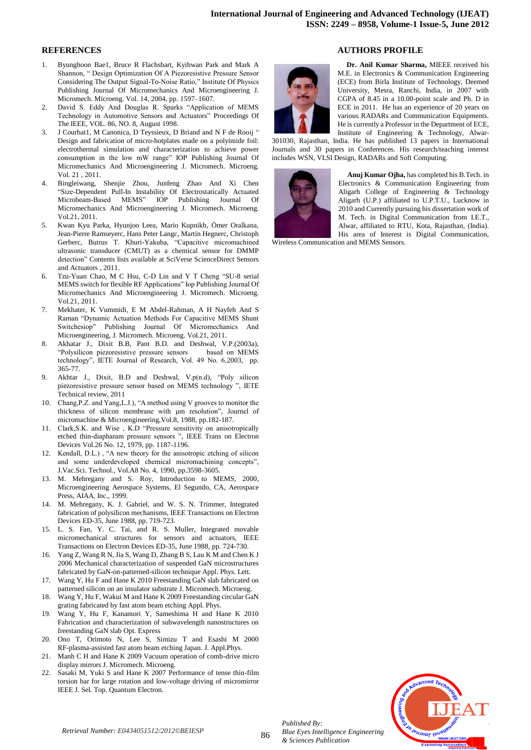## REFERENCES

1. Byunghoon Bae1, Bruce R Flachsbart, Kyihwan Park and Mark A Shannon, " Design Optimization Of A Piezoresistive Pressure Sensor Considering The Output Signal-To-Noise Ratio," Institute Of Physics Publishing Journal Of Micromechanics And Microengineering J. Micromech. Microeng. Vol. 14, 2004, pp. 1597–1607.
2. David S. Eddy And Douglas R. Sparks "Application of MEMS Technology in Automotive Sensors and Actuators" Proceedings Of The IEEE, VOL. 86, NO. 8, August 1998.
3. J Courbat1, M Canonica, D Teyssieux, D Briand and N F de Rooij " Design and fabrication of micro-hotplates made on a polyimide foil: electrothermal simulation and characterization to achieve power consumption in the low mW range" IOP Publishing Journal Of Micromechanics And Microengineering J. Micromech. Microeng. Vol. 21 , 2011.
4. Bingleiwang, Shenjie Zhou, Junfeng Zhao And Xi Chen "Size-Dependent Pull-In Instability Of Electrostatically Actuated Microbeam-Based MEMS" IOP Publishing Journal Of Micromechanics And Microengineering J. Micromech. Microeng. Vol.21, 2011.
5. Kwan Kyu Parka, Hyunjoo Leea, Mario Kupnikb, Ömer Oralkana, Jean-Pierre Ramseyerc, Hans Peter Langc, Martin Hegnerc, Christoph Gerberc, Butrus T. Khuri-Yakuba, "Capacitive micromachined ultrasonic transducer (CMUT) as a chemical sensor for DMMP detection" Contents lists available at SciVerse ScienceDirect Sensors and Actuators , 2011.
6. Tzu-Yuan Chao, M C Hsu, C-D Lin and Y T Cheng "SU-8 serial MEMS switch for flexible RF Applications" Iop Publishing Journal Of Micromechanics And Microengineering J. Micromech. Microeng. Vol.21, 2011.
7. Mekhater, K Vummidi, E M Abdel-Rahman, A H Nayfeh And S Raman "Dynamic Actuation Methods For Capacitive MEMS Shunt Switchesiop" Publishing Journal Of Micromechanics And Microengineering, J. Micromech. Microeng. Vol.21, 2011.
8. Akhatar J., Dixit B.B, Pant B.D. and Deshwal, V.P.(2003a), "Polysilicon piezoresistive pressure sensors based on MEMS technology", IETE Journal of Research, Vol. 49 No. 6,2003, pp. 365-77.
9. Akhtar J., Dixit, B.D and Deshwal, V.p(n.d), "Poly silicon piezoresistive pressure sensor based on MEMS technology ", IETE Technical review, 2011
10. Chang,P.Z. and Yang,L.J.), "A method using V grooves to monitor the thickness of silicon membrane with µm resolution", Journel of micromachine & Microengineering,Vol.8, 1988, pp.182-187.
11. Clark,S.K. and Wise , K.D "Pressure sensitivity on anisotropically etched thin-diapharam pressure sensors ", IEEE Trans on Electron Devices Vol.26 No. 12, 1979, pp. 1187-1196.
12. Kendall, D.L.) , "A new theory for the anisotropic etching of silicon and some underdeveloped chemical micromachining concepts", J.Vac.Sci. Technol., Vol.A8 No. 4, 1990, pp.3598-3605.
13. M. Mehregany and S. Roy, Introduction to MEMS, 2000, Microengineering Aerospace Systems, El Segundo, CA, Aerospace Press, AIAA, Inc., 1999.
14. M. Mehregany, K. J. Gabriel, and W. S. N. Trimmer, Integrated fabrication of polysilicon mechanisms, IEEE Transactions on Electron Devices ED-35, June 1988, pp. 719-723.
15. L. S. Fan, Y. C. Tai, and R. S. Muller, Integrated movable micromechanical structures for sensors and actuators, IEEE Transactions on Electron Devices ED-35, June 1988, pp. 724-730.
16. Yang Z, Wang R N, Jia S, Wang D, Zhang B S, Lau K M and Chen K J 2006 Mechanical characterization of suspended GaN microstructures fabricated by GaN-on-patterned-silicon technique Appl. Phys. Lett.
17. Wang Y, Hu F and Hane K 2010 Freestanding GaN slab fabricated on patterned silicon on an insulator substrate J. Micromech. Microeng.
18. Wang Y, Hu F, Wakui M and Hane K 2009 Freestanding circular GaN grating fabricated by fast atom beam etching Appl. Phys.
19. Wang Y, Hu F, Kanamori Y, Sameshima H and Hane K 2010 Fabrication and characterization of subwavelength nanostructures on freestanding GaN slab Opt. Express
20. Ono T, Orimoto N, Lee S, Simizu T and Esashi M 2000 RF-plasma-assisted fast atom beam etching Japan. J. Appl.Phys.
21. Manh C H and Hane K 2009 Vacuum operation of comb-drive micro display mirrors J. Micromech. Microeng.
22. Sasaki M, Yuki S and Hane K 2007 Performance of tense thin-film torsion bar for large rotation and low-voltage driving of micromirror IEEE J. Sel. Top. Quantum Electron.

## AUTHORS PROFILE

**Dr. Anil Kumar Sharma,** MIEEE received his M.E. in Electronics & Communication Engineering (ECE) from Birla Institute of Technology, Deemed University, Mesra, Ranchi, India, in 2007 with CGPA of 8.45 in a 10.00-point scale and Ph. D in ECE in 2011. He has an experience of 20 years on various RADARs and Communication Equipments. He is currently a Professor in the Department of ECE, Institute of Engineering & Technology, Alwar-301030, Rajasthan, India. He has published 13 papers in International Journals and 30 papers in Conferences. His research/teaching interest includes WSN, VLSI Design, RADARs and Soft Computing.

**Anuj Kumar Ojha,** has completed his B.Tech. in Electronics & Communication Engineering from Aligarh College of Engineering & Technology Aligarh (U.P.) affiliated to U.P.T.U., Lucknow in 2010 and Currently pursuing his dissertation work of M. Tech. in Digital Communication from I.E.T., Alwar, affiliated to RTU, Kota, Rajasthan, (India). His area of Interest is Digital Communication, Wireless Communication and MEMS Sensors.